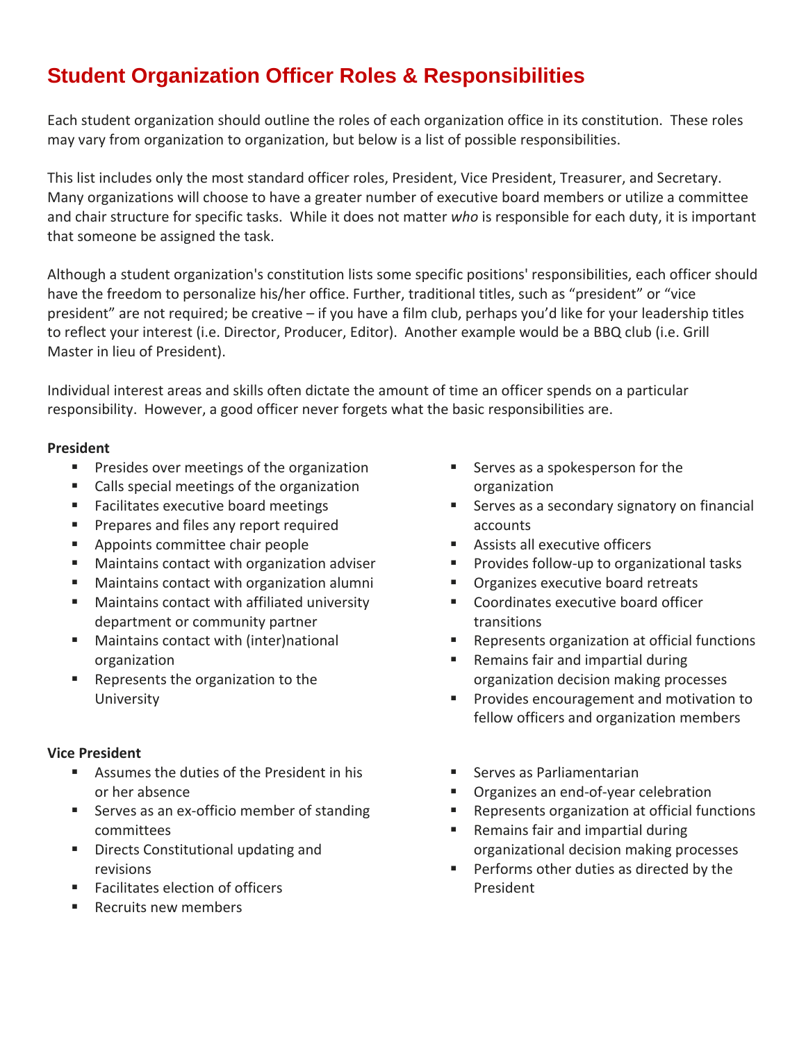# Student Organization Officer Roles & Responsibilities

Each student organization should outline the roles of each organization office in its constitution. These roles may vary from organization to organization, but below is a list of possible responsibilities.

This list includes only the most standard officer roles, President, Vice President, Treasurer, and Secretary. Many organizations will choose to have a greater number of executive board members or utilize a committee and chair structure for specific tasks. While it does not matter *who* is responsible for each duty, it is important that someone be assigned the task.

Although a student organization's constitution lists some specific positions' responsibilities, each officer should have the freedom to personalize his/her office. Further, traditional titles, such as "president" or "vice president" are not required; be creative – if you have a film club, perhaps you'd like for your leadership titles to reflect your interest (i.e. Director, Producer, Editor). Another example would be a BBQ club (i.e. Grill Master in lieu of President).

Individual interest areas and skills often dictate the amount of time an officer spends on a particular responsibility. However, a good officer never forgets what the basic responsibilities are.

**President**

- Presides over meetings of the organization
- Calls special meetings of the organization
- Facilitates executive board meetings
- Prepares and files any report required
- Appoints committee chair people
- Maintains contact with organization adviser
- Maintains contact with organization alumni
- Maintains contact with affiliated university department or community partner
- Maintains contact with (inter)national organization
- Represents the organization to the University
- Serves as a spokesperson for the organization
- Serves as a secondary signatory on financial accounts
- Assists all executive officers
- Provides follow-up to organizational tasks
- Organizes executive board retreats
- Coordinates executive board officer transitions
- Represents organization at official functions
- Remains fair and impartial during organization decision making processes
- Provides encouragement and motivation to fellow officers and organization members

**Vice President**

- Assumes the duties of the President in his or her absence
- Serves as an ex-officio member of standing committees
- Directs Constitutional updating and revisions
- Facilitates election of officers
- Recruits new members
- Serves as Parliamentarian
- Organizes an end-of-year celebration
- Represents organization at official functions
- Remains fair and impartial during organizational decision making processes
- Performs other duties as directed by the President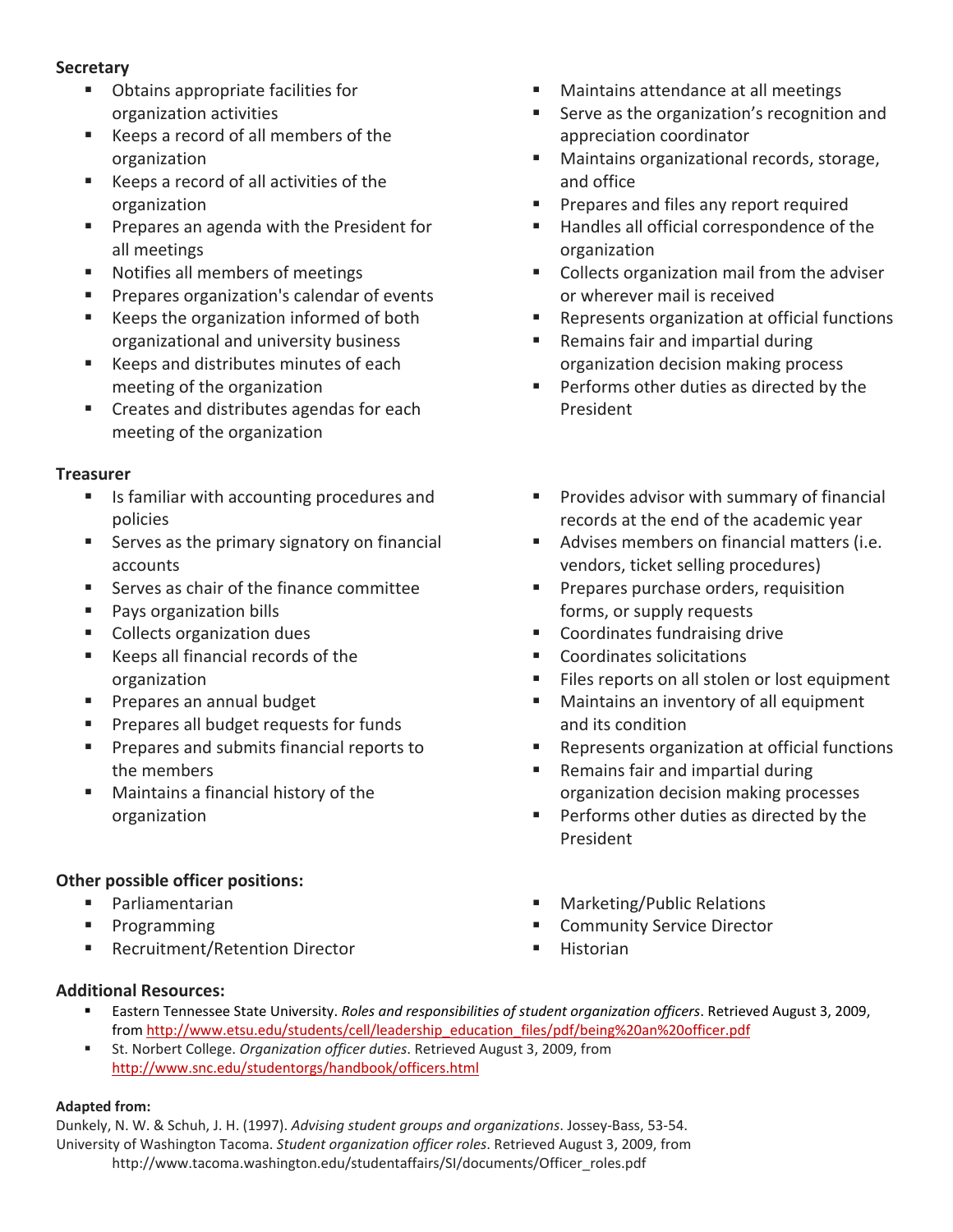### Secretary

- Obtains appropriate facilities for organization activities
- Keeps a record of all members of the organization
- Keeps a record of all activities of the organization
- Prepares an agenda with the President for all meetings
- Notifies all members of meetings
- Prepares organization's calendar of events
- Keeps the organization informed of both organizational and university business
- Keeps and distributes minutes of each meeting of the organization
- Creates and distributes agendas for each meeting of the organization
- Maintains attendance at all meetings
- Serve as the organization's recognition and appreciation coordinator
- Maintains organizational records, storage, and office
- Prepares and files any report required
- Handles all official correspondence of the organization
- Collects organization mail from the adviser or wherever mail is received
- Represents organization at official functions
- Remains fair and impartial during organization decision making process
- Performs other duties as directed by the President

### Treasurer

- Is familiar with accounting procedures and policies
- Serves as the primary signatory on financial accounts
- Serves as chair of the finance committee
- Pays organization bills
- Collects organization dues
- Keeps all financial records of the organization
- Prepares an annual budget
- Prepares all budget requests for funds
- Prepares and submits financial reports to the members
- Maintains a financial history of the organization
- Provides advisor with summary of financial records at the end of the academic year
- Advises members on financial matters (i.e. vendors, ticket selling procedures)
- Prepares purchase orders, requisition forms, or supply requests
- Coordinates fundraising drive
- Coordinates solicitations
- Files reports on all stolen or lost equipment
- Maintains an inventory of all equipment and its condition
- Represents organization at official functions
- Remains fair and impartial during organization decision making processes
- Performs other duties as directed by the President

### Other possible officer positions:

- Parliamentarian
- Programming
- Recruitment/Retention Director
- Marketing/Public Relations
- Community Service Director
- Historian

### Additional Resources:

- Eastern Tennessee State University. *Roles and responsibilities of student organization officers*. Retrieved August 3, 2009, from http://www.etsu.edu/students/cell/leadership_education_files/pdf/being%20an%20officer.pdf
- St. Norbert College. *Organization officer duties*. Retrieved August 3, 2009, from http://www.snc.edu/studentorgs/handbook/officers.html

**Adapted from:**

Dunkely, N. W. & Schuh, J. H. (1997). *Advising student groups and organizations*. Jossey-Bass, 53-54.

University of Washington Tacoma. *Student organization officer roles*. Retrieved August 3, 2009, from http://www.tacoma.washington.edu/studentaffairs/SI/documents/Officer_roles.pdf